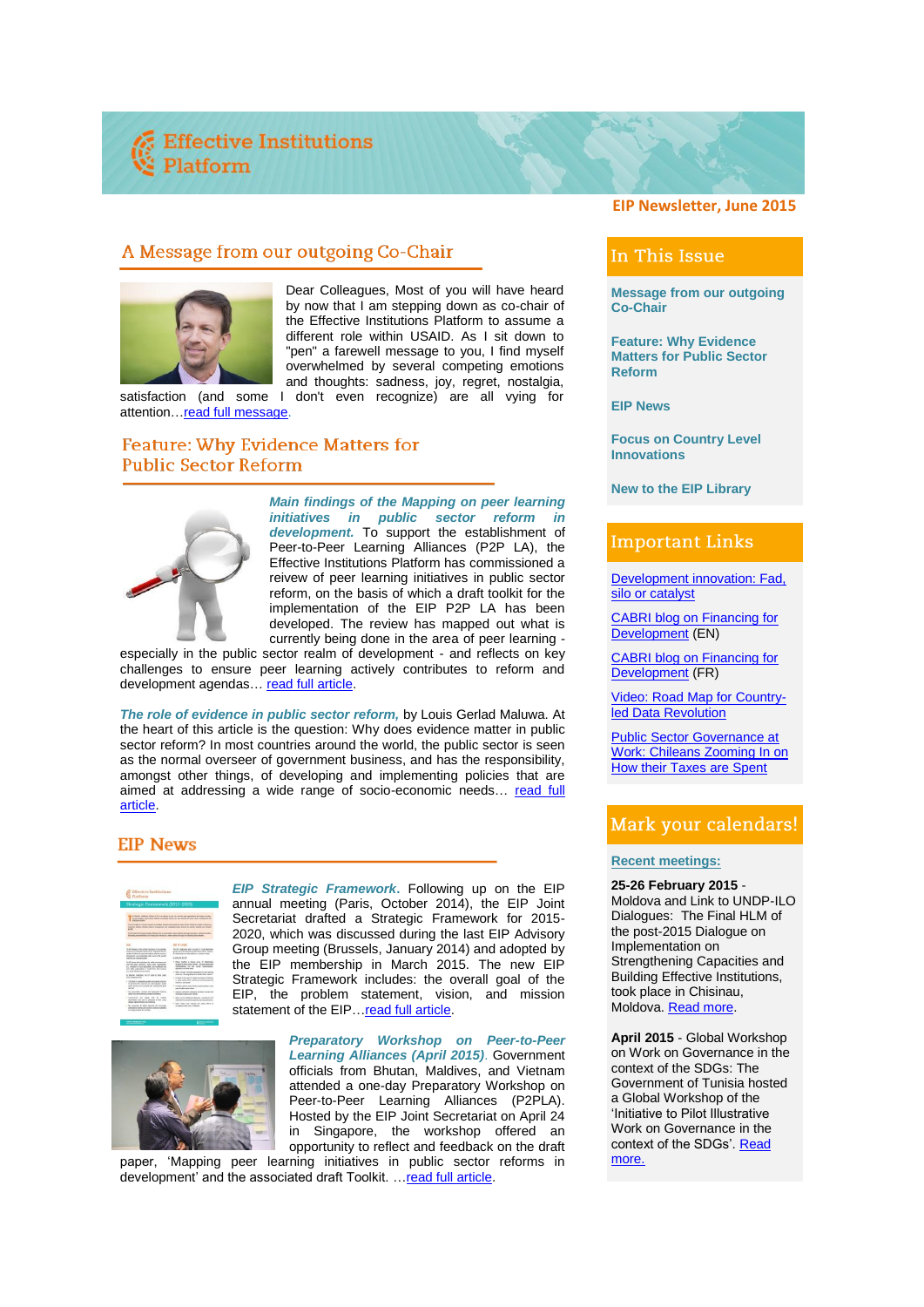# Effective Institutions Platform

**EIP Newsletter, June 2015**

## A Message from our outgoing Co-Chair

Dear Colleagues, Most of you will have heard by now that I am stepping down as co-chair of the Effective Institutions Platform to assume a different role within USAID. As I sit down to "pen" a farewell message to you, I find myself overwhelmed by several competing emotions and thoughts: sadness, joy, regret, nostalgia, satisfaction (and some I don't even recognize) are all vying for attention…read full message.

## Feature: Why Evidence Matters for Public Sector Reform

***Main findings of the Mapping on peer learning initiatives in public sector reform in development.*** To support the establishment of Peer-to-Peer Learning Alliances (P2P LA), the Effective Institutions Platform has commissioned a reivew of peer learning initiatives in public sector reform, on the basis of which a draft toolkit for the implementation of the EIP P2P LA has been developed. The review has mapped out what is currently being done in the area of peer learning - especially in the public sector realm of development - and reflects on key challenges to ensure peer learning actively contributes to reform and development agendas… read full article.

***The role of evidence in public sector reform,*** by Louis Gerlad Maluwa. At the heart of this article is the question: Why does evidence matter in public sector reform? In most countries around the world, the public sector is seen as the normal overseer of government business, and has the responsibility, amongst other things, of developing and implementing policies that are aimed at addressing a wide range of socio-economic needs… read full article.

## EIP News

***EIP Strategic Framework.*** Following up on the EIP annual meeting (Paris, October 2014), the EIP Joint Secretariat drafted a Strategic Framework for 2015-2020, which was discussed during the last EIP Advisory Group meeting (Brussels, January 2014) and adopted by the EIP membership in March 2015. The new EIP Strategic Framework includes: the overall goal of the EIP, the problem statement, vision, and mission statement of the EIP…read full article.

***Preparatory Workshop on Peer-to-Peer Learning Alliances (April 2015).*** Government officials from Bhutan, Maldives, and Vietnam attended a one-day Preparatory Workshop on Peer-to-Peer Learning Alliances (P2PLA). Hosted by the EIP Joint Secretariat on April 24 in Singapore, the workshop offered an opportunity to reflect and feedback on the draft paper, 'Mapping peer learning initiatives in public sector reforms in development' and the associated draft Toolkit. …read full article.

## In This Issue

- Message from our outgoing Co-Chair
- Feature: Why Evidence Matters for Public Sector Reform
- EIP News
- Focus on Country Level Innovations
- New to the EIP Library

## Important Links

- Development innovation: Fad, silo or catalyst
- CABRI blog on Financing for Development (EN)
- CABRI blog on Financing for Development (FR)
- Video: Road Map for Country-led Data Revolution
- Public Sector Governance at Work: Chileans Zooming In on How their Taxes are Spent

## Mark your calendars!

**Recent meetings:**

**25-26 February 2015** - Moldova and Link to UNDP-ILO Dialogues: The Final HLM of the post-2015 Dialogue on Implementation on Strengthening Capacities and Building Effective Institutions, took place in Chisinau, Moldova. Read more.

**April 2015** - Global Workshop on Work on Governance in the context of the SDGs: The Government of Tunisia hosted a Global Workshop of the 'Initiative to Pilot Illustrative Work on Governance in the context of the SDGs'. Read more.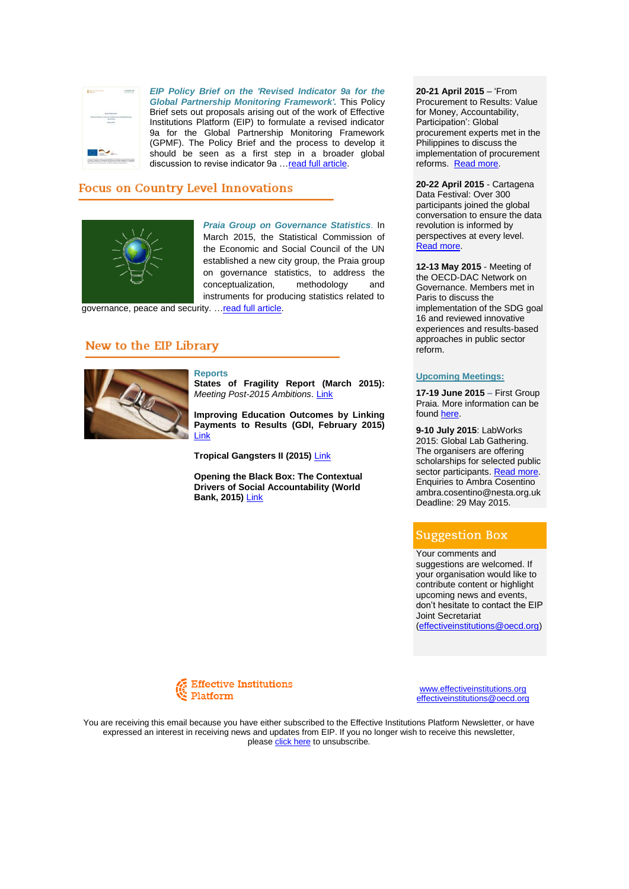***EIP Policy Brief on the 'Revised Indicator 9a for the Global Partnership Monitoring Framework'.*** This Policy Brief sets out proposals arising out of the work of Effective Institutions Platform (EIP) to formulate a revised indicator 9a for the Global Partnership Monitoring Framework (GPMF). The Policy Brief and the process to develop it should be seen as a first step in a broader global discussion to revise indicator 9a …read full article.

## Focus on Country Level Innovations

***Praia Group on Governance Statistics***. In March 2015, the Statistical Commission of the Economic and Social Council of the UN established a new city group, the Praia group on governance statistics, to address the conceptualization, methodology and instruments for producing statistics related to governance, peace and security. …read full article.

## New to the EIP Library

**Reports**

**States of Fragility Report (March 2015):** *Meeting Post-2015 Ambitions*. Link

**Improving Education Outcomes by Linking Payments to Results (GDI, February 2015)** Link

**Tropical Gangsters II (2015)** Link

**Opening the Black Box: The Contextual Drivers of Social Accountability (World Bank, 2015)** Link

**20-21 April 2015** – 'From Procurement to Results: Value for Money, Accountability, Participation': Global procurement experts met in the Philippines to discuss the implementation of procurement reforms. Read more.

**20-22 April 2015** - Cartagena Data Festival: Over 300 participants joined the global conversation to ensure the data revolution is informed by perspectives at every level. Read more.

**12-13 May 2015** - Meeting of the OECD-DAC Network on Governance. Members met in Paris to discuss the implementation of the SDG goal 16 and reviewed innovative experiences and results-based approaches in public sector reform.

**Upcoming Meetings:**

**17-19 June 2015** – First Group Praia. More information can be found here.

**9-10 July 2015**: LabWorks 2015: Global Lab Gathering. The organisers are offering scholarships for selected public sector participants. Read more. Enquiries to Ambra Cosentino ambra.cosentino@nesta.org.uk Deadline: 29 May 2015.

## Suggestion Box

Your comments and suggestions are welcomed. If your organisation would like to contribute content or highlight upcoming news and events, don't hesitate to contact the EIP Joint Secretariat (effectiveinstitutions@oecd.org)

Effective Institutions Platform

www.effectiveinstitutions.org
effectiveinstitutions@oecd.org

You are receiving this email because you have either subscribed to the Effective Institutions Platform Newsletter, or have expressed an interest in receiving news and updates from EIP. If you no longer wish to receive this newsletter, please click here to unsubscribe.